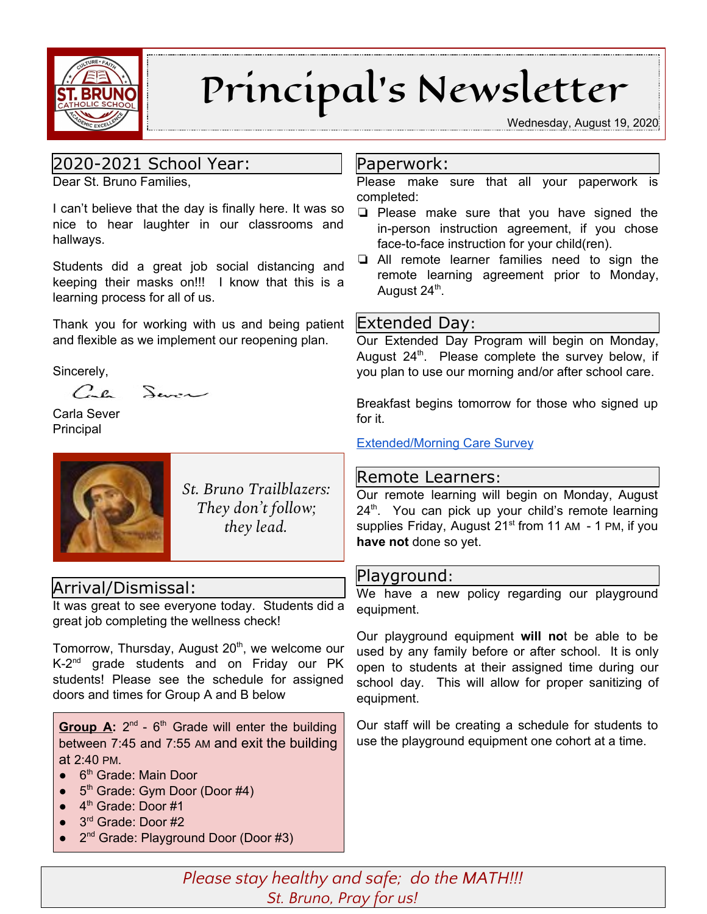# Principal's Newsletter

Wednesday, August 19, 2020

## 2020-2021 School Year:

Dear St. Bruno Families,

I can't believe that the day is finally here. It was so nice to hear laughter in our classrooms and hallways.

Students did a great job social distancing and keeping their masks on!!! I know that this is a learning process for all of us.

Thank you for working with us and being patient and flexible as we implement our reopening plan.

Sincerely,

Carla Sever
Principal

*St. Bruno Trailblazers: They don't follow; they lead.*

## Arrival/Dismissal:

It was great to see everyone today. Students did a great job completing the wellness check!

Tomorrow, Thursday, August 20th, we welcome our K-2nd grade students and on Friday our PK students! Please see the schedule for assigned doors and times for Group A and B below

**Group A:** 2nd - 6th Grade will enter the building between 7:45 and 7:55 AM and exit the building at 2:40 PM.

- 6th Grade: Main Door
- 5th Grade: Gym Door (Door #4)
- 4th Grade: Door #1
- 3rd Grade: Door #2
- 2nd Grade: Playground Door (Door #3)

## Paperwork:

Please make sure that all your paperwork is completed:

- Please make sure that you have signed the in-person instruction agreement, if you chose face-to-face instruction for your child(ren).
- All remote learner families need to sign the remote learning agreement prior to Monday, August 24th.

## Extended Day:

Our Extended Day Program will begin on Monday, August 24th. Please complete the survey below, if you plan to use our morning and/or after school care.

Breakfast begins tomorrow for those who signed up for it.

Extended/Morning Care Survey

## Remote Learners:

Our remote learning will begin on Monday, August 24th. You can pick up your child's remote learning supplies Friday, August 21st from 11 AM - 1 PM, if you **have not** done so yet.

## Playground:

We have a new policy regarding our playground equipment.

Our playground equipment **will not** be able to be used by any family before or after school. It is only open to students at their assigned time during our school day. This will allow for proper sanitizing of equipment.

Our staff will be creating a schedule for students to use the playground equipment one cohort at a time.

*Please stay healthy and safe; do the MATH!!!*
*St. Bruno, Pray for us!*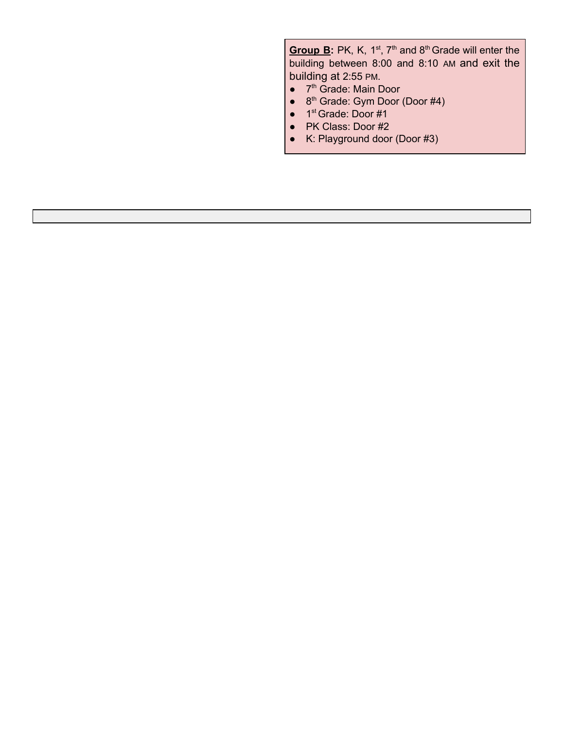**Group B:** PK, K, 1st, 7th and 8th Grade will enter the building between 8:00 and 8:10 AM and exit the building at 2:55 PM.

- 7th Grade: Main Door
- 8th Grade: Gym Door (Door #4)
- 1st Grade: Door #1
- PK Class: Door #2
- K: Playground door (Door #3)